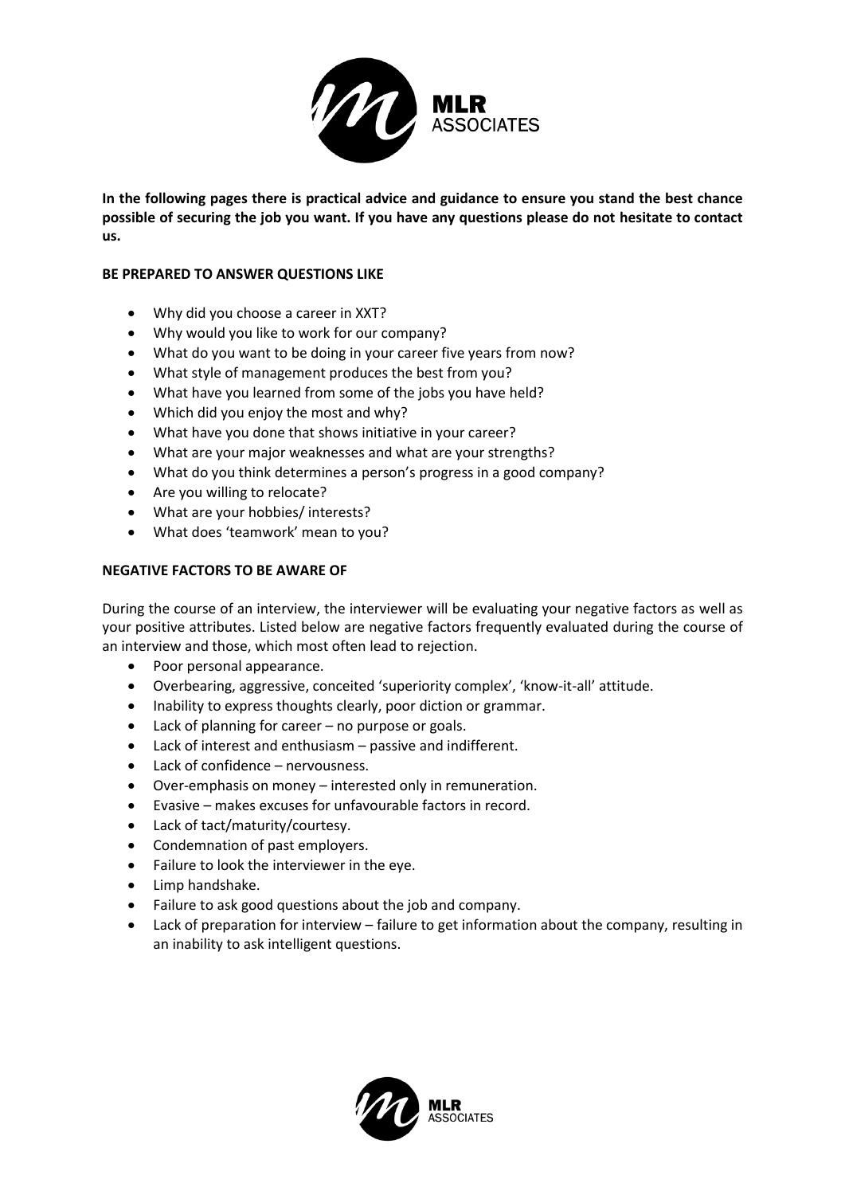**In the following pages there is practical advice and guidance to ensure you stand the best chance possible of securing the job you want. If you have any questions please do not hesitate to contact us.**

**BE PREPARED TO ANSWER QUESTIONS LIKE**

- Why did you choose a career in XXT?
- Why would you like to work for our company?
- What do you want to be doing in your career five years from now?
- What style of management produces the best from you?
- What have you learned from some of the jobs you have held?
- Which did you enjoy the most and why?
- What have you done that shows initiative in your career?
- What are your major weaknesses and what are your strengths?
- What do you think determines a person's progress in a good company?
- Are you willing to relocate?
- What are your hobbies/ interests?
- What does 'teamwork' mean to you?

**NEGATIVE FACTORS TO BE AWARE OF**

During the course of an interview, the interviewer will be evaluating your negative factors as well as your positive attributes. Listed below are negative factors frequently evaluated during the course of an interview and those, which most often lead to rejection.

- Poor personal appearance.
- Overbearing, aggressive, conceited 'superiority complex', 'know-it-all' attitude.
- Inability to express thoughts clearly, poor diction or grammar.
- Lack of planning for career – no purpose or goals.
- Lack of interest and enthusiasm – passive and indifferent.
- Lack of confidence – nervousness.
- Over-emphasis on money – interested only in remuneration.
- Evasive – makes excuses for unfavourable factors in record.
- Lack of tact/maturity/courtesy.
- Condemnation of past employers.
- Failure to look the interviewer in the eye.
- Limp handshake.
- Failure to ask good questions about the job and company.
- Lack of preparation for interview – failure to get information about the company, resulting in an inability to ask intelligent questions.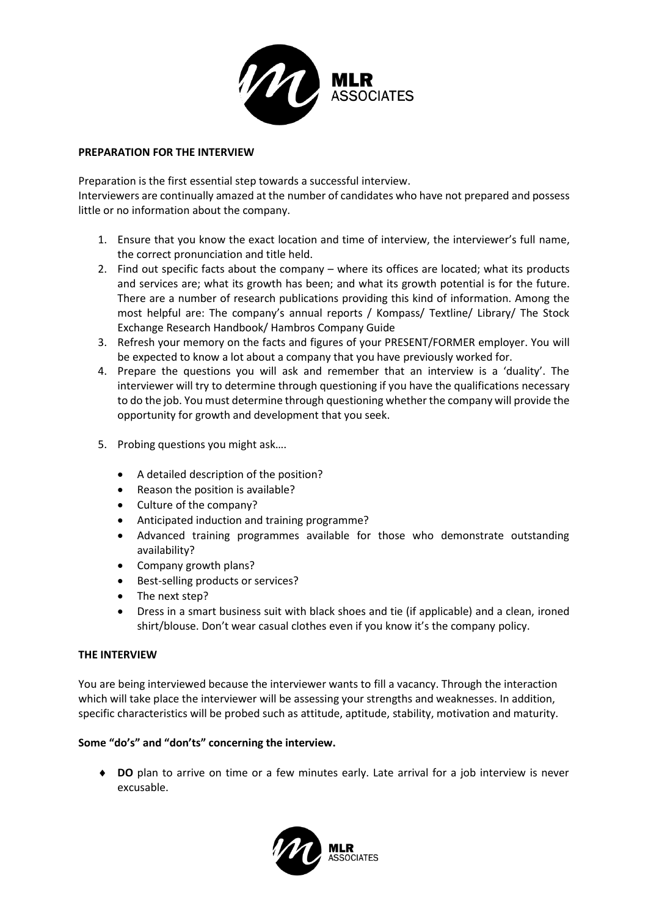## PREPARATION FOR THE INTERVIEW

Preparation is the first essential step towards a successful interview.
Interviewers are continually amazed at the number of candidates who have not prepared and possess little or no information about the company.

1. Ensure that you know the exact location and time of interview, the interviewer's full name, the correct pronunciation and title held.
2. Find out specific facts about the company – where its offices are located; what its products and services are; what its growth has been; and what its growth potential is for the future. There are a number of research publications providing this kind of information. Among the most helpful are: The company's annual reports / Kompass/ Textline/ Library/ The Stock Exchange Research Handbook/ Hambros Company Guide
3. Refresh your memory on the facts and figures of your PRESENT/FORMER employer. You will be expected to know a lot about a company that you have previously worked for.
4. Prepare the questions you will ask and remember that an interview is a 'duality'. The interviewer will try to determine through questioning if you have the qualifications necessary to do the job. You must determine through questioning whether the company will provide the opportunity for growth and development that you seek.
5. Probing questions you might ask….
   - A detailed description of the position?
   - Reason the position is available?
   - Culture of the company?
   - Anticipated induction and training programme?
   - Advanced training programmes available for those who demonstrate outstanding availability?
   - Company growth plans?
   - Best-selling products or services?
   - The next step?
   - Dress in a smart business suit with black shoes and tie (if applicable) and a clean, ironed shirt/blouse. Don't wear casual clothes even if you know it's the company policy.

## THE INTERVIEW

You are being interviewed because the interviewer wants to fill a vacancy. Through the interaction which will take place the interviewer will be assessing your strengths and weaknesses. In addition, specific characteristics will be probed such as attitude, aptitude, stability, motivation and maturity.

### Some "do's" and "don'ts" concerning the interview.

- **DO** plan to arrive on time or a few minutes early. Late arrival for a job interview is never excusable.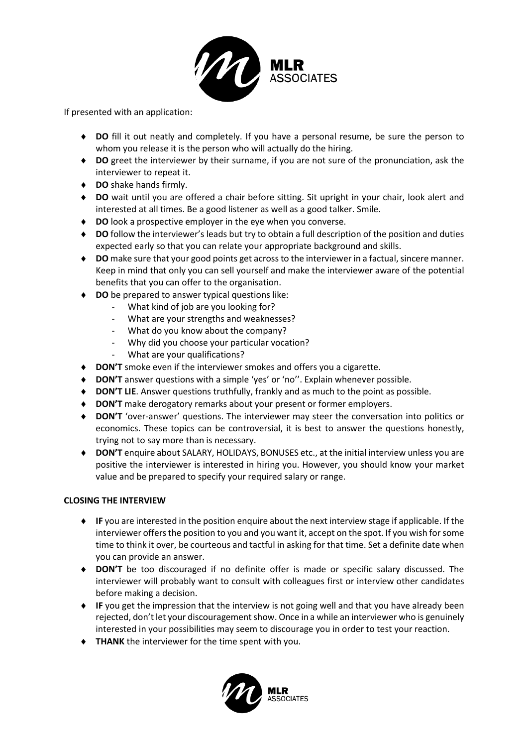If presented with an application:

- **DO** fill it out neatly and completely. If you have a personal resume, be sure the person to whom you release it is the person who will actually do the hiring.
- **DO** greet the interviewer by their surname, if you are not sure of the pronunciation, ask the interviewer to repeat it.
- **DO** shake hands firmly.
- **DO** wait until you are offered a chair before sitting. Sit upright in your chair, look alert and interested at all times. Be a good listener as well as a good talker. Smile.
- **DO** look a prospective employer in the eye when you converse.
- **DO** follow the interviewer's leads but try to obtain a full description of the position and duties expected early so that you can relate your appropriate background and skills.
- **DO** make sure that your good points get across to the interviewer in a factual, sincere manner. Keep in mind that only you can sell yourself and make the interviewer aware of the potential benefits that you can offer to the organisation.
- **DO** be prepared to answer typical questions like:
    - What kind of job are you looking for?
    - What are your strengths and weaknesses?
    - What do you know about the company?
    - Why did you choose your particular vocation?
    - What are your qualifications?
- **DON'T** smoke even if the interviewer smokes and offers you a cigarette.
- **DON'T** answer questions with a simple 'yes' or 'no''. Explain whenever possible.
- **DON'T LIE**. Answer questions truthfully, frankly and as much to the point as possible.
- **DON'T** make derogatory remarks about your present or former employers.
- **DON'T** 'over-answer' questions. The interviewer may steer the conversation into politics or economics. These topics can be controversial, it is best to answer the questions honestly, trying not to say more than is necessary.
- **DON'T** enquire about SALARY, HOLIDAYS, BONUSES etc., at the initial interview unless you are positive the interviewer is interested in hiring you. However, you should know your market value and be prepared to specify your required salary or range.

**CLOSING THE INTERVIEW**

- **IF** you are interested in the position enquire about the next interview stage if applicable. If the interviewer offers the position to you and you want it, accept on the spot. If you wish for some time to think it over, be courteous and tactful in asking for that time. Set a definite date when you can provide an answer.
- **DON'T** be too discouraged if no definite offer is made or specific salary discussed. The interviewer will probably want to consult with colleagues first or interview other candidates before making a decision.
- **IF** you get the impression that the interview is not going well and that you have already been rejected, don't let your discouragement show. Once in a while an interviewer who is genuinely interested in your possibilities may seem to discourage you in order to test your reaction.
- **THANK** the interviewer for the time spent with you.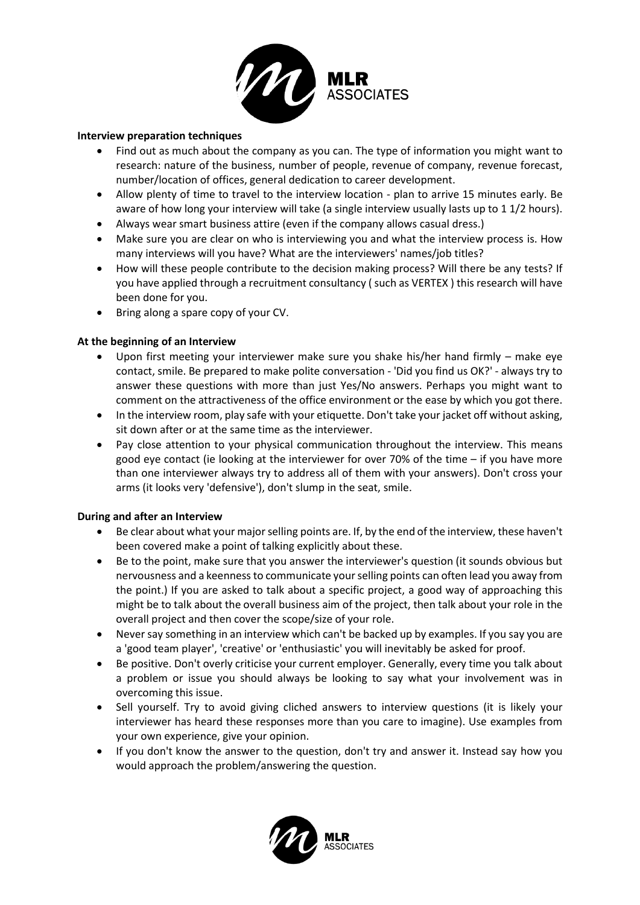**Interview preparation techniques**

- Find out as much about the company as you can. The type of information you might want to research: nature of the business, number of people, revenue of company, revenue forecast, number/location of offices, general dedication to career development.
- Allow plenty of time to travel to the interview location - plan to arrive 15 minutes early. Be aware of how long your interview will take (a single interview usually lasts up to 1 1/2 hours).
- Always wear smart business attire (even if the company allows casual dress.)
- Make sure you are clear on who is interviewing you and what the interview process is. How many interviews will you have? What are the interviewers' names/job titles?
- How will these people contribute to the decision making process? Will there be any tests? If you have applied through a recruitment consultancy ( such as VERTEX ) this research will have been done for you.
- Bring along a spare copy of your CV.

**At the beginning of an Interview**

- Upon first meeting your interviewer make sure you shake his/her hand firmly – make eye contact, smile. Be prepared to make polite conversation - 'Did you find us OK?' - always try to answer these questions with more than just Yes/No answers. Perhaps you might want to comment on the attractiveness of the office environment or the ease by which you got there.
- In the interview room, play safe with your etiquette. Don't take your jacket off without asking, sit down after or at the same time as the interviewer.
- Pay close attention to your physical communication throughout the interview. This means good eye contact (ie looking at the interviewer for over 70% of the time – if you have more than one interviewer always try to address all of them with your answers). Don't cross your arms (it looks very 'defensive'), don't slump in the seat, smile.

**During and after an Interview**

- Be clear about what your major selling points are. If, by the end of the interview, these haven't been covered make a point of talking explicitly about these.
- Be to the point, make sure that you answer the interviewer's question (it sounds obvious but nervousness and a keenness to communicate your selling points can often lead you away from the point.) If you are asked to talk about a specific project, a good way of approaching this might be to talk about the overall business aim of the project, then talk about your role in the overall project and then cover the scope/size of your role.
- Never say something in an interview which can't be backed up by examples. If you say you are a 'good team player', 'creative' or 'enthusiastic' you will inevitably be asked for proof.
- Be positive. Don't overly criticise your current employer. Generally, every time you talk about a problem or issue you should always be looking to say what your involvement was in overcoming this issue.
- Sell yourself. Try to avoid giving cliched answers to interview questions (it is likely your interviewer has heard these responses more than you care to imagine). Use examples from your own experience, give your opinion.
- If you don't know the answer to the question, don't try and answer it. Instead say how you would approach the problem/answering the question.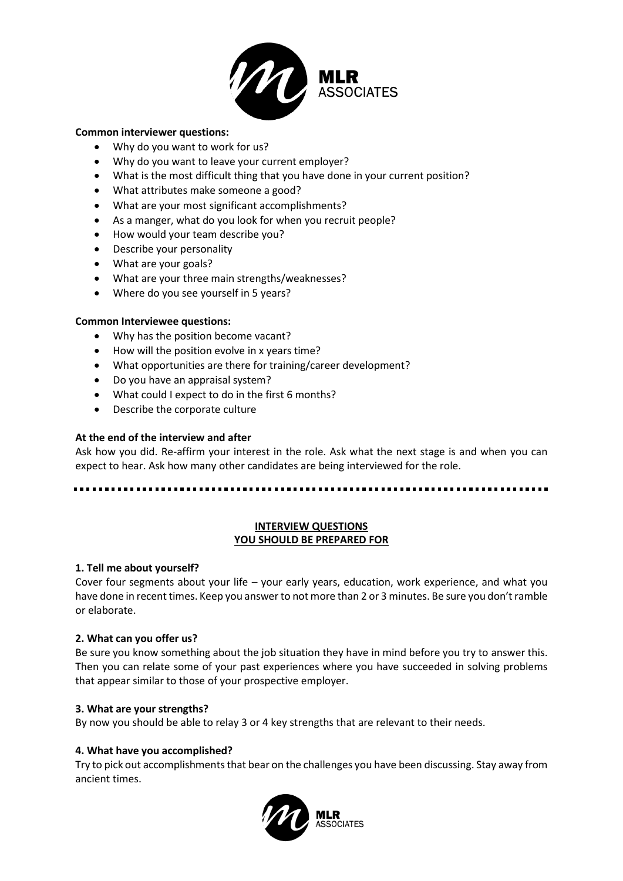**Common interviewer questions:**

- Why do you want to work for us?
- Why do you want to leave your current employer?
- What is the most difficult thing that you have done in your current position?
- What attributes make someone a good?
- What are your most significant accomplishments?
- As a manger, what do you look for when you recruit people?
- How would your team describe you?
- Describe your personality
- What are your goals?
- What are your three main strengths/weaknesses?
- Where do you see yourself in 5 years?

**Common Interviewee questions:**

- Why has the position become vacant?
- How will the position evolve in x years time?
- What opportunities are there for training/career development?
- Do you have an appraisal system?
- What could I expect to do in the first 6 months?
- Describe the corporate culture

**At the end of the interview and after**

Ask how you did. Re-affirm your interest in the role. Ask what the next stage is and when you can expect to hear. Ask how many other candidates are being interviewed for the role.

---

## INTERVIEW QUESTIONS
## YOU SHOULD BE PREPARED FOR

**1. Tell me about yourself?**

Cover four segments about your life – your early years, education, work experience, and what you have done in recent times. Keep you answer to not more than 2 or 3 minutes. Be sure you don't ramble or elaborate.

**2. What can you offer us?**

Be sure you know something about the job situation they have in mind before you try to answer this. Then you can relate some of your past experiences where you have succeeded in solving problems that appear similar to those of your prospective employer.

**3. What are your strengths?**

By now you should be able to relay 3 or 4 key strengths that are relevant to their needs.

**4. What have you accomplished?**

Try to pick out accomplishments that bear on the challenges you have been discussing. Stay away from ancient times.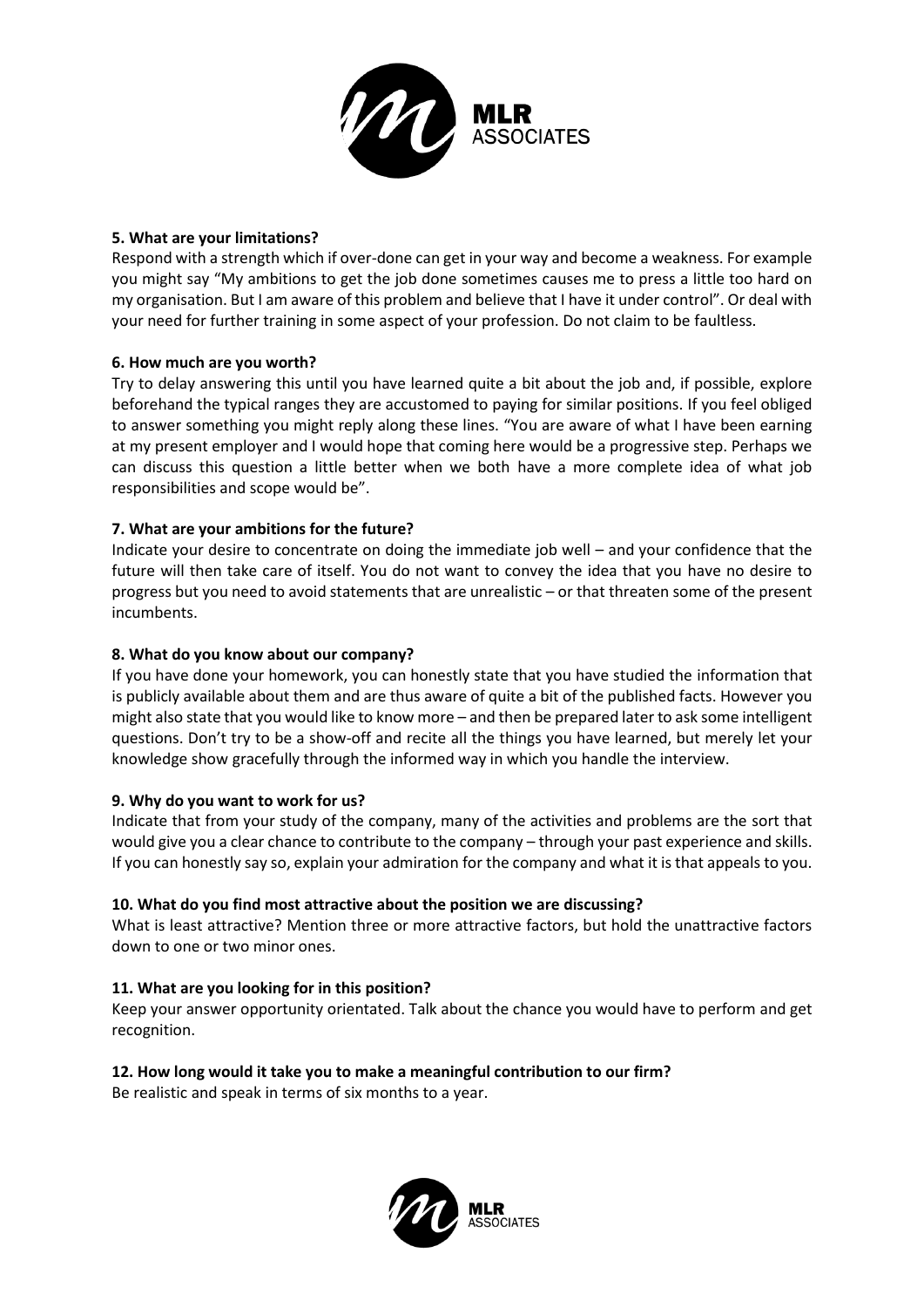**5. What are your limitations?**

Respond with a strength which if over-done can get in your way and become a weakness. For example you might say "My ambitions to get the job done sometimes causes me to press a little too hard on my organisation. But I am aware of this problem and believe that I have it under control". Or deal with your need for further training in some aspect of your profession. Do not claim to be faultless.

**6. How much are you worth?**

Try to delay answering this until you have learned quite a bit about the job and, if possible, explore beforehand the typical ranges they are accustomed to paying for similar positions. If you feel obliged to answer something you might reply along these lines. "You are aware of what I have been earning at my present employer and I would hope that coming here would be a progressive step. Perhaps we can discuss this question a little better when we both have a more complete idea of what job responsibilities and scope would be".

**7. What are your ambitions for the future?**

Indicate your desire to concentrate on doing the immediate job well – and your confidence that the future will then take care of itself. You do not want to convey the idea that you have no desire to progress but you need to avoid statements that are unrealistic – or that threaten some of the present incumbents.

**8. What do you know about our company?**

If you have done your homework, you can honestly state that you have studied the information that is publicly available about them and are thus aware of quite a bit of the published facts. However you might also state that you would like to know more – and then be prepared later to ask some intelligent questions. Don't try to be a show-off and recite all the things you have learned, but merely let your knowledge show gracefully through the informed way in which you handle the interview.

**9. Why do you want to work for us?**

Indicate that from your study of the company, many of the activities and problems are the sort that would give you a clear chance to contribute to the company – through your past experience and skills. If you can honestly say so, explain your admiration for the company and what it is that appeals to you.

**10. What do you find most attractive about the position we are discussing?**

What is least attractive? Mention three or more attractive factors, but hold the unattractive factors down to one or two minor ones.

**11. What are you looking for in this position?**

Keep your answer opportunity orientated. Talk about the chance you would have to perform and get recognition.

**12. How long would it take you to make a meaningful contribution to our firm?**

Be realistic and speak in terms of six months to a year.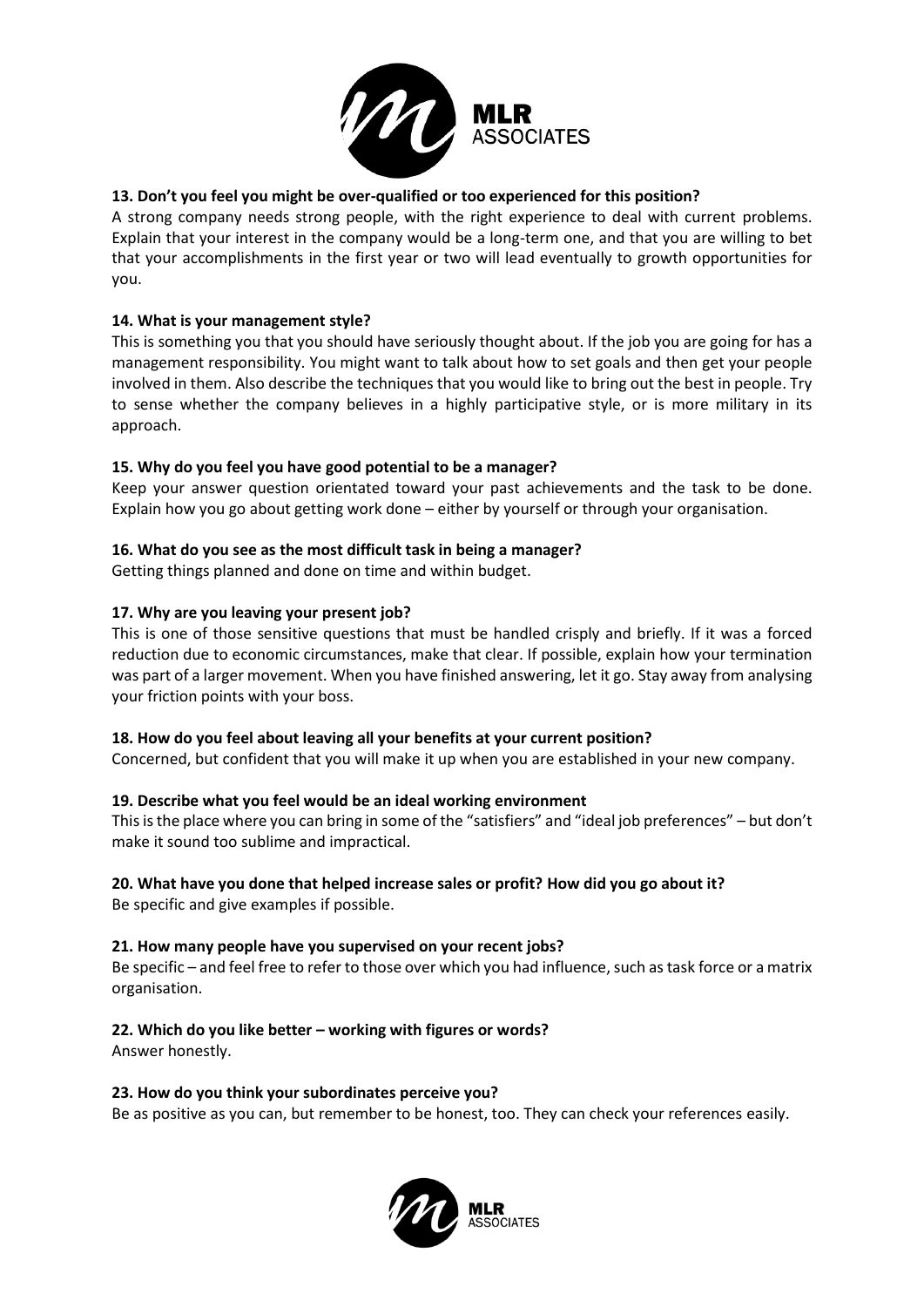**13. Don't you feel you might be over-qualified or too experienced for this position?**
A strong company needs strong people, with the right experience to deal with current problems. Explain that your interest in the company would be a long-term one, and that you are willing to bet that your accomplishments in the first year or two will lead eventually to growth opportunities for you.

**14. What is your management style?**
This is something you that you should have seriously thought about. If the job you are going for has a management responsibility. You might want to talk about how to set goals and then get your people involved in them. Also describe the techniques that you would like to bring out the best in people. Try to sense whether the company believes in a highly participative style, or is more military in its approach.

**15. Why do you feel you have good potential to be a manager?**
Keep your answer question orientated toward your past achievements and the task to be done. Explain how you go about getting work done – either by yourself or through your organisation.

**16. What do you see as the most difficult task in being a manager?**
Getting things planned and done on time and within budget.

**17. Why are you leaving your present job?**
This is one of those sensitive questions that must be handled crisply and briefly. If it was a forced reduction due to economic circumstances, make that clear. If possible, explain how your termination was part of a larger movement. When you have finished answering, let it go. Stay away from analysing your friction points with your boss.

**18. How do you feel about leaving all your benefits at your current position?**
Concerned, but confident that you will make it up when you are established in your new company.

**19. Describe what you feel would be an ideal working environment**
This is the place where you can bring in some of the "satisfiers" and "ideal job preferences" – but don't make it sound too sublime and impractical.

**20. What have you done that helped increase sales or profit? How did you go about it?**
Be specific and give examples if possible.

**21. How many people have you supervised on your recent jobs?**
Be specific – and feel free to refer to those over which you had influence, such as task force or a matrix organisation.

**22. Which do you like better – working with figures or words?**
Answer honestly.

**23. How do you think your subordinates perceive you?**
Be as positive as you can, but remember to be honest, too. They can check your references easily.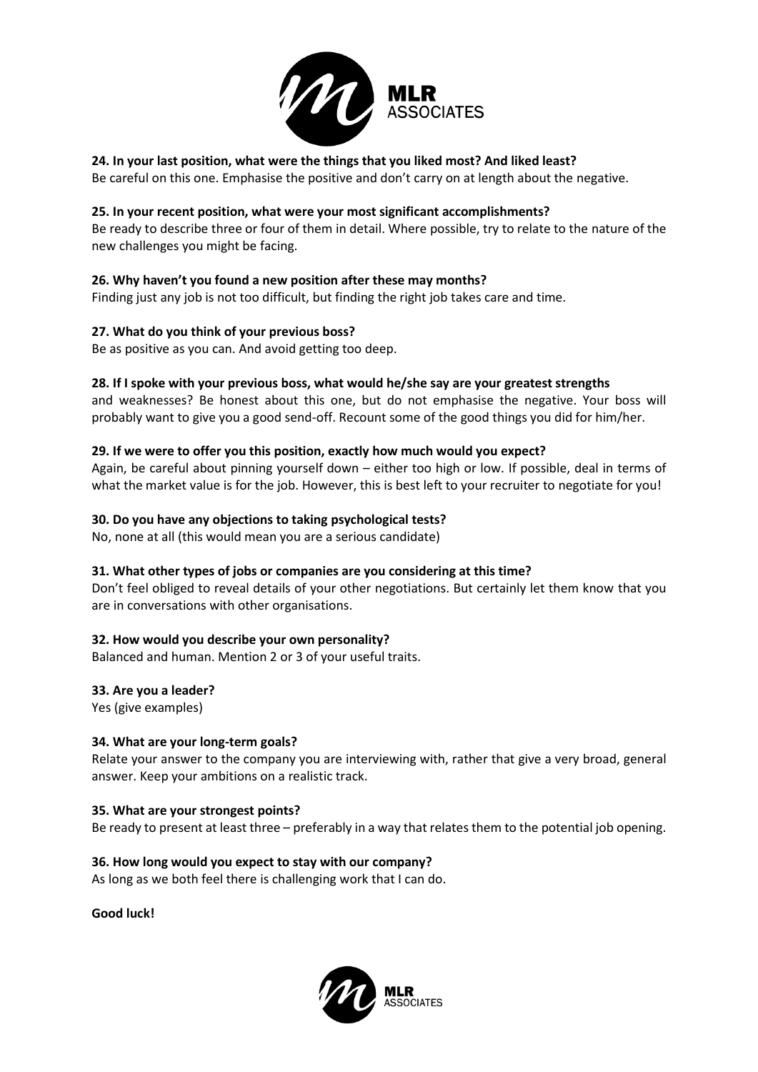**24. In your last position, what were the things that you liked most? And liked least?**
Be careful on this one. Emphasise the positive and don't carry on at length about the negative.

**25. In your recent position, what were your most significant accomplishments?**
Be ready to describe three or four of them in detail. Where possible, try to relate to the nature of the new challenges you might be facing.

**26. Why haven't you found a new position after these may months?**
Finding just any job is not too difficult, but finding the right job takes care and time.

**27. What do you think of your previous boss?**
Be as positive as you can. And avoid getting too deep.

**28. If I spoke with your previous boss, what would he/she say are your greatest strengths** and weaknesses? Be honest about this one, but do not emphasise the negative. Your boss will probably want to give you a good send-off. Recount some of the good things you did for him/her.

**29. If we were to offer you this position, exactly how much would you expect?**
Again, be careful about pinning yourself down – either too high or low. If possible, deal in terms of what the market value is for the job. However, this is best left to your recruiter to negotiate for you!

**30. Do you have any objections to taking psychological tests?**
No, none at all (this would mean you are a serious candidate)

**31. What other types of jobs or companies are you considering at this time?**
Don't feel obliged to reveal details of your other negotiations. But certainly let them know that you are in conversations with other organisations.

**32. How would you describe your own personality?**
Balanced and human. Mention 2 or 3 of your useful traits.

**33. Are you a leader?**
Yes (give examples)

**34. What are your long-term goals?**
Relate your answer to the company you are interviewing with, rather that give a very broad, general answer. Keep your ambitions on a realistic track.

**35. What are your strongest points?**
Be ready to present at least three – preferably in a way that relates them to the potential job opening.

**36. How long would you expect to stay with our company?**
As long as we both feel there is challenging work that I can do.

**Good luck!**